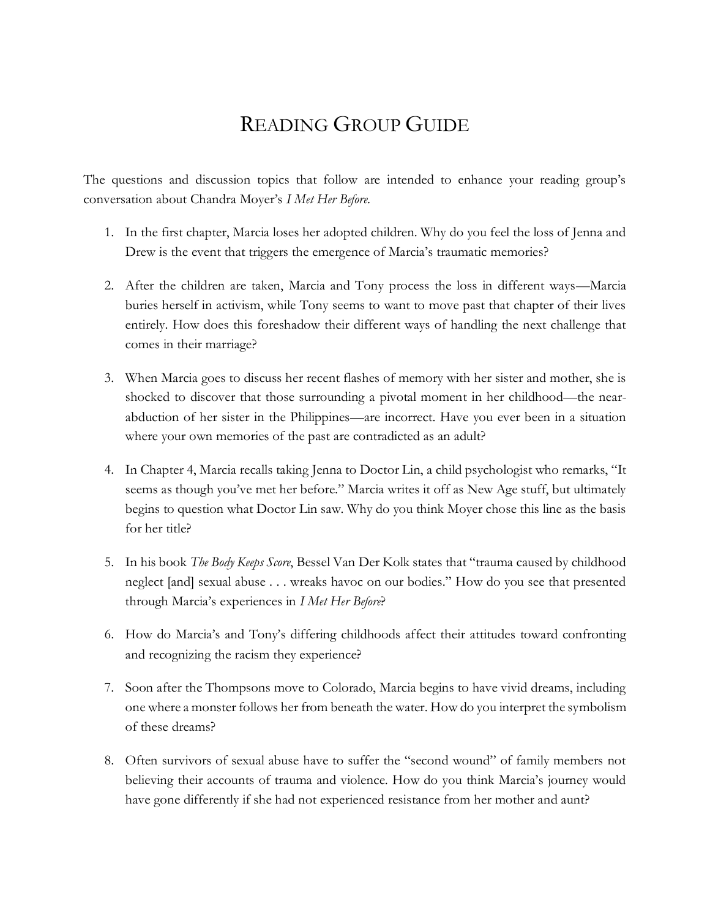# READING GROUP GUIDE

The questions and discussion topics that follow are intended to enhance your reading group's conversation about Chandra Moyer's *I Met Her Before.*

1. In the first chapter, Marcia loses her adopted children. Why do you feel the loss of Jenna and Drew is the event that triggers the emergence of Marcia's traumatic memories?

2. After the children are taken, Marcia and Tony process the loss in different ways—Marcia buries herself in activism, while Tony seems to want to move past that chapter of their lives entirely. How does this foreshadow their different ways of handling the next challenge that comes in their marriage?

3. When Marcia goes to discuss her recent flashes of memory with her sister and mother, she is shocked to discover that those surrounding a pivotal moment in her childhood—the near-abduction of her sister in the Philippines—are incorrect. Have you ever been in a situation where your own memories of the past are contradicted as an adult?

4. In Chapter 4, Marcia recalls taking Jenna to Doctor Lin, a child psychologist who remarks, "It seems as though you've met her before." Marcia writes it off as New Age stuff, but ultimately begins to question what Doctor Lin saw. Why do you think Moyer chose this line as the basis for her title?

5. In his book *The Body Keeps Score*, Bessel Van Der Kolk states that "trauma caused by childhood neglect [and] sexual abuse . . . wreaks havoc on our bodies." How do you see that presented through Marcia's experiences in *I Met Her Before*?

6. How do Marcia's and Tony's differing childhoods affect their attitudes toward confronting and recognizing the racism they experience?

7. Soon after the Thompsons move to Colorado, Marcia begins to have vivid dreams, including one where a monster follows her from beneath the water. How do you interpret the symbolism of these dreams?

8. Often survivors of sexual abuse have to suffer the "second wound" of family members not believing their accounts of trauma and violence. How do you think Marcia's journey would have gone differently if she had not experienced resistance from her mother and aunt?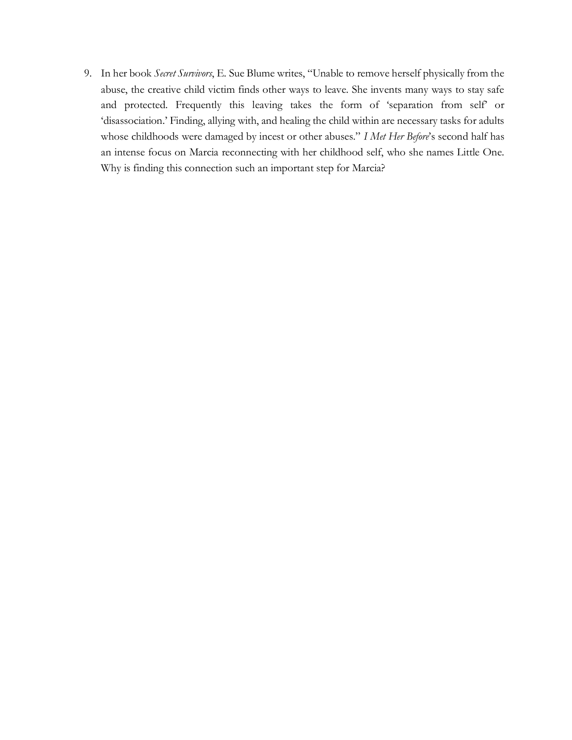9. In her book *Secret Survivors*, E. Sue Blume writes, "Unable to remove herself physically from the abuse, the creative child victim finds other ways to leave. She invents many ways to stay safe and protected. Frequently this leaving takes the form of 'separation from self' or 'disassociation.' Finding, allying with, and healing the child within are necessary tasks for adults whose childhoods were damaged by incest or other abuses." *I Met Her Before*'s second half has an intense focus on Marcia reconnecting with her childhood self, who she names Little One. Why is finding this connection such an important step for Marcia?